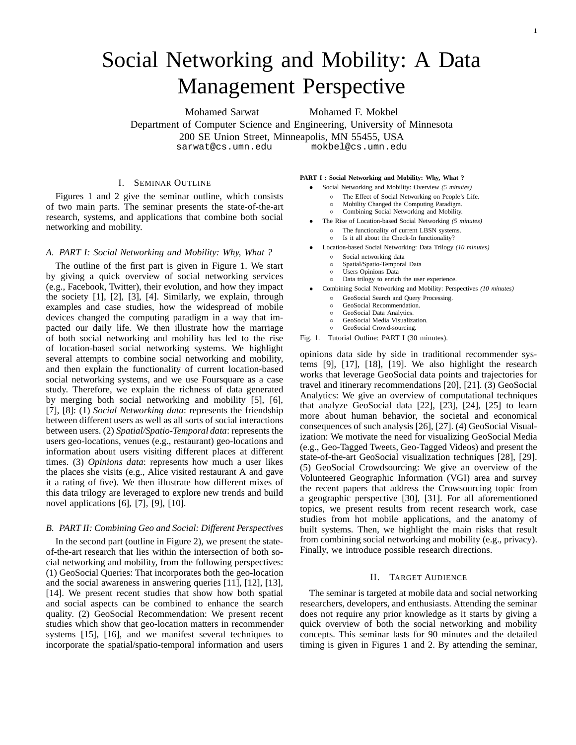// Social Networking and Mobility: A Data Management Perspective

Mohamed Sarwat Mohamed F. Mokbel

Department of Computer Science and Engineering, University of Minnesota

200 SE Union Street, Minneapolis, MN 55455, USA

sarwat@cs.umn.edu mokbel@cs.umn.edu

## I. Seminar Outline

Figures 1 and 2 give the seminar outline, which consists of two main parts. The seminar presents the state-of-the-art research, systems, and applications that combine both social networking and mobility.

### A. PART I: Social Networking and Mobility: Why, What ?

The outline of the first part is given in Figure 1. We start by giving a quick overview of social networking services (e.g., Facebook, Twitter), their evolution, and how they impact the society [1], [2], [3], [4]. Similarly, we explain, through examples and case studies, how the widespread of mobile devices changed the computing paradigm in a way that impacted our daily life. We then illustrate how the marriage of both social networking and mobility has led to the rise of location-based social networking systems. We highlight several attempts to combine social networking and mobility, and then explain the functionality of current location-based social networking systems, and we use Foursquare as a case study. Therefore, we explain the richness of data generated by merging both social networking and mobility [5], [6], [7], [8]: (1) *Social Networking data*: represents the friendship between different users as well as all sorts of social interactions between users. (2) *Spatial/Spatio-Temporal data*: represents the users geo-locations, venues (e.g., restaurant) geo-locations and information about users visiting different places at different times. (3) *Opinions data*: represents how much a user likes the places she visits (e.g., Alice visited restaurant A and gave it a rating of five). We then illustrate how different mixes of this data trilogy are leveraged to explore new trends and build novel applications [6], [7], [9], [10].

### B. PART II: Combining Geo and Social: Different Perspectives

In the second part (outline in Figure 2), we present the state-of-the-art research that lies within the intersection of both social networking and mobility, from the following perspectives: (1) GeoSocial Queries: That incorporates both the geo-location and the social awareness in answering queries [11], [12], [13], [14]. We present recent studies that show how both spatial and social aspects can be combined to enhance the search quality. (2) GeoSocial Recommendation: We present recent studies which show that geo-location matters in recommender systems [15], [16], and we manifest several techniques to incorporate the spatial/spatio-temporal information and users opinions data side by side in traditional recommender systems [9], [17], [18], [19]. We also highlight the research works that leverage GeoSocial data points and trajectories for travel and itinerary recommendations [20], [21]. (3) GeoSocial Analytics: We give an overview of computational techniques that analyze GeoSocial data [22], [23], [24], [25] to learn more about human behavior, the societal and economical consequences of such analysis [26], [27]. (4) GeoSocial Visualization: We motivate the need for visualizing GeoSocial Media (e.g., Geo-Tagged Tweets, Geo-Tagged Videos) and present the state-of-the-art GeoSocial visualization techniques [28], [29]. (5) GeoSocial Crowdsourcing: We give an overview of the Volunteered Geographic Information (VGI) area and survey the recent papers that address the Crowsourcing topic from a geographic perspective [30], [31]. For all aforementioned topics, we present results from recent research work, case studies from hot mobile applications, and the anatomy of built systems. Then, we highlight the main risks that result from combining social networking and mobility (e.g., privacy). Finally, we introduce possible research directions.

**PART I : Social Networking and Mobility: Why, What ?**

- Social Networking and Mobility: Overview *(5 minutes)*
  - The Effect of Social Networking on People's Life.
  - Mobility Changed the Computing Paradigm.
  - Combining Social Networking and Mobility.
- The Rise of Location-based Social Networking *(5 minutes)*
  - The functionality of current LBSN systems.
  - Is it all about the Check-In functionality?
- Location-based Social Networking: Data Trilogy *(10 minutes)*
  - Social networking data
  - Spatial/Spatio-Temporal Data
  - Users Opinions Data
  - Data trilogy to enrich the user experience.
- Combining Social Networking and Mobility: Perspectives *(10 minutes)*
  - GeoSocial Search and Query Processing.
  - GeoSocial Recommendation.
  - GeoSocial Data Analytics.
  - GeoSocial Media Visualization.
  - GeoSocial Crowd-sourcing.

Fig. 1. Tutorial Outline: PART I (30 minutes).

## II. Target Audience

The seminar is targeted at mobile data and social networking researchers, developers, and enthusiasts. Attending the seminar does not require any prior knowledge as it starts by giving a quick overview of both the social networking and mobility concepts. This seminar lasts for 90 minutes and the detailed timing is given in Figures 1 and 2. By attending the seminar,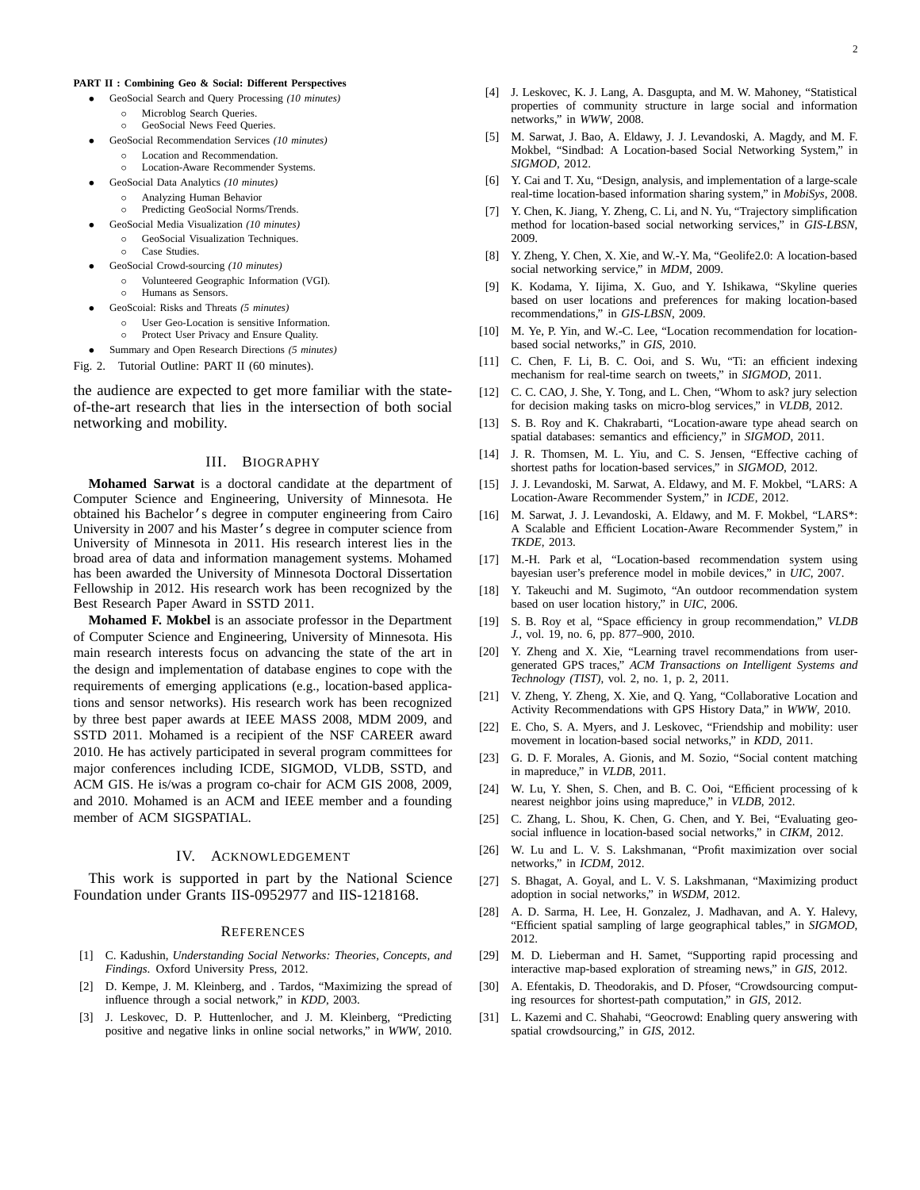**PART II : Combining Geo & Social: Different Perspectives**

- GeoSocial Search and Query Processing *(10 minutes)*
  - Microblog Search Queries.
  - GeoSocial News Feed Queries.
- GeoSocial Recommendation Services *(10 minutes)*
  - Location and Recommendation.
  - Location-Aware Recommender Systems.
- GeoSocial Data Analytics *(10 minutes)*
  - Analyzing Human Behavior
  - Predicting GeoSocial Norms/Trends.
- GeoSocial Media Visualization *(10 minutes)*
  - GeoSocial Visualization Techniques.
  - Case Studies.
- GeoSocial Crowd-sourcing *(10 minutes)*
  - Volunteered Geographic Information (VGI).
  - Humans as Sensors.
- GeoScoial: Risks and Threats *(5 minutes)*
  - User Geo-Location is sensitive Information.
  - Protect User Privacy and Ensure Quality.
- Summary and Open Research Directions *(5 minutes)*

Fig. 2. Tutorial Outline: PART II (60 minutes).

the audience are expected to get more familiar with the state-of-the-art research that lies in the intersection of both social networking and mobility.

## III. Biography

**Mohamed Sarwat** is a doctoral candidate at the department of Computer Science and Engineering, University of Minnesota. He obtained his Bachelor's degree in computer engineering from Cairo University in 2007 and his Master's degree in computer science from University of Minnesota in 2011. His research interest lies in the broad area of data and information management systems. Mohamed has been awarded the University of Minnesota Doctoral Dissertation Fellowship in 2012. His research work has been recognized by the Best Research Paper Award in SSTD 2011.

**Mohamed F. Mokbel** is an associate professor in the Department of Computer Science and Engineering, University of Minnesota. His main research interests focus on advancing the state of the art in the design and implementation of database engines to cope with the requirements of emerging applications (e.g., location-based applications and sensor networks). His research work has been recognized by three best paper awards at IEEE MASS 2008, MDM 2009, and SSTD 2011. Mohamed is a recipient of the NSF CAREER award 2010. He has actively participated in several program committees for major conferences including ICDE, SIGMOD, VLDB, SSTD, and ACM GIS. He is/was a program co-chair for ACM GIS 2008, 2009, and 2010. Mohamed is an ACM and IEEE member and a founding member of ACM SIGSPATIAL.

## IV. Acknowledgement

This work is supported in part by the National Science Foundation under Grants IIS-0952977 and IIS-1218168.

## References

[1] C. Kadushin, *Understanding Social Networks: Theories, Concepts, and Findings.* Oxford University Press, 2012.

[2] D. Kempe, J. M. Kleinberg, and . Tardos, "Maximizing the spread of influence through a social network," in *KDD*, 2003.

[3] J. Leskovec, D. P. Huttenlocher, and J. M. Kleinberg, "Predicting positive and negative links in online social networks," in *WWW*, 2010.

[4] J. Leskovec, K. J. Lang, A. Dasgupta, and M. W. Mahoney, "Statistical properties of community structure in large social and information networks," in *WWW*, 2008.

[5] M. Sarwat, J. Bao, A. Eldawy, J. J. Levandoski, A. Magdy, and M. F. Mokbel, "Sindbad: A Location-based Social Networking System," in *SIGMOD*, 2012.

[6] Y. Cai and T. Xu, "Design, analysis, and implementation of a large-scale real-time location-based information sharing system," in *MobiSys*, 2008.

[7] Y. Chen, K. Jiang, Y. Zheng, C. Li, and N. Yu, "Trajectory simplification method for location-based social networking services," in *GIS-LBSN*, 2009.

[8] Y. Zheng, Y. Chen, X. Xie, and W.-Y. Ma, "Geolife2.0: A location-based social networking service," in *MDM*, 2009.

[9] K. Kodama, Y. Iijima, X. Guo, and Y. Ishikawa, "Skyline queries based on user locations and preferences for making location-based recommendations," in *GIS-LBSN*, 2009.

[10] M. Ye, P. Yin, and W.-C. Lee, "Location recommendation for location-based social networks," in *GIS*, 2010.

[11] C. Chen, F. Li, B. C. Ooi, and S. Wu, "Ti: an efficient indexing mechanism for real-time search on tweets," in *SIGMOD*, 2011.

[12] C. C. CAO, J. She, Y. Tong, and L. Chen, "Whom to ask? jury selection for decision making tasks on micro-blog services," in *VLDB*, 2012.

[13] S. B. Roy and K. Chakrabarti, "Location-aware type ahead search on spatial databases: semantics and efficiency," in *SIGMOD*, 2011.

[14] J. R. Thomsen, M. L. Yiu, and C. S. Jensen, "Effective caching of shortest paths for location-based services," in *SIGMOD*, 2012.

[15] J. J. Levandoski, M. Sarwat, A. Eldawy, and M. F. Mokbel, "LARS: A Location-Aware Recommender System," in *ICDE*, 2012.

[16] M. Sarwat, J. J. Levandoski, A. Eldawy, and M. F. Mokbel, "LARS*: A Scalable and Efficient Location-Aware Recommender System," in *TKDE*, 2013.

[17] M.-H. Park et al, "Location-based recommendation system using bayesian user's preference model in mobile devices," in *UIC*, 2007.

[18] Y. Takeuchi and M. Sugimoto, "An outdoor recommendation system based on user location history," in *UIC*, 2006.

[19] S. B. Roy et al, "Space efficiency in group recommendation," *VLDB J.*, vol. 19, no. 6, pp. 877–900, 2010.

[20] Y. Zheng and X. Xie, "Learning travel recommendations from user-generated GPS traces," *ACM Transactions on Intelligent Systems and Technology (TIST)*, vol. 2, no. 1, p. 2, 2011.

[21] V. Zheng, Y. Zheng, X. Xie, and Q. Yang, "Collaborative Location and Activity Recommendations with GPS History Data," in *WWW*, 2010.

[22] E. Cho, S. A. Myers, and J. Leskovec, "Friendship and mobility: user movement in location-based social networks," in *KDD*, 2011.

[23] G. D. F. Morales, A. Gionis, and M. Sozio, "Social content matching in mapreduce," in *VLDB*, 2011.

[24] W. Lu, Y. Shen, S. Chen, and B. C. Ooi, "Efficient processing of k nearest neighbor joins using mapreduce," in *VLDB*, 2012.

[25] C. Zhang, L. Shou, K. Chen, G. Chen, and Y. Bei, "Evaluating geo-social influence in location-based social networks," in *CIKM*, 2012.

[26] W. Lu and L. V. S. Lakshmanan, "Profit maximization over social networks," in *ICDM*, 2012.

[27] S. Bhagat, A. Goyal, and L. V. S. Lakshmanan, "Maximizing product adoption in social networks," in *WSDM*, 2012.

[28] A. D. Sarma, H. Lee, H. Gonzalez, J. Madhavan, and A. Y. Halevy, "Efficient spatial sampling of large geographical tables," in *SIGMOD*, 2012.

[29] M. D. Lieberman and H. Samet, "Supporting rapid processing and interactive map-based exploration of streaming news," in *GIS*, 2012.

[30] A. Efentakis, D. Theodorakis, and D. Pfoser, "Crowdsourcing computing resources for shortest-path computation," in *GIS*, 2012.

[31] L. Kazemi and C. Shahabi, "Geocrowd: Enabling query answering with spatial crowdsourcing," in *GIS*, 2012.